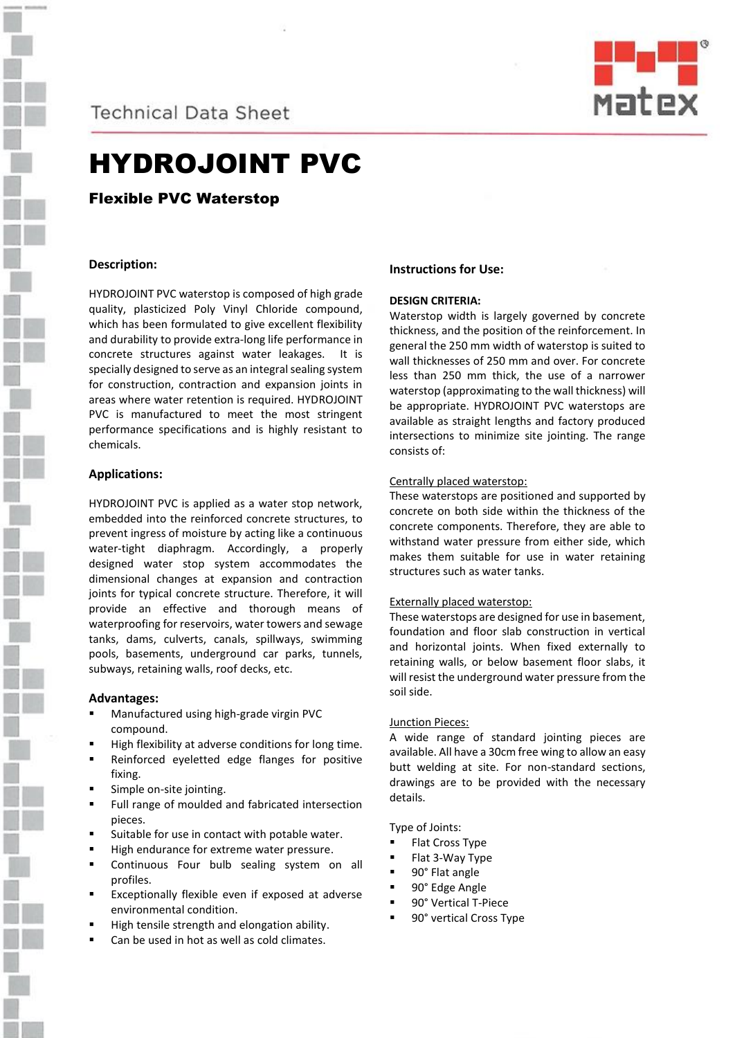Technical Data Sheet

# HYDROJOINT PVC

## Flexible PVC Waterstop

### Description:

HYDROJOINT PVC waterstop is composed of high grade quality, plasticized Poly Vinyl Chloride compound, which has been formulated to give excellent flexibility and durability to provide extra-long life performance in concrete structures against water leakages. It is specially designed to serve as an integral sealing system for construction, contraction and expansion joints in areas where water retention is required. HYDROJOINT PVC is manufactured to meet the most stringent performance specifications and is highly resistant to chemicals.

### Applications:

HYDROJOINT PVC is applied as a water stop network, embedded into the reinforced concrete structures, to prevent ingress of moisture by acting like a continuous water-tight diaphragm. Accordingly, a properly designed water stop system accommodates the dimensional changes at expansion and contraction joints for typical concrete structure. Therefore, it will provide an effective and thorough means of waterproofing for reservoirs, water towers and sewage tanks, dams, culverts, canals, spillways, swimming pools, basements, underground car parks, tunnels, subways, retaining walls, roof decks, etc.

### Advantages:

- Manufactured using high-grade virgin PVC compound.
- High flexibility at adverse conditions for long time.
- Reinforced eyeletted edge flanges for positive fixing.
- Simple on-site jointing.
- Full range of moulded and fabricated intersection pieces.
- Suitable for use in contact with potable water.
- High endurance for extreme water pressure.
- Continuous Four bulb sealing system on all profiles.
- Exceptionally flexible even if exposed at adverse environmental condition.
- High tensile strength and elongation ability.
- Can be used in hot as well as cold climates.

### Instructions for Use:

**DESIGN CRITERIA:**

Waterstop width is largely governed by concrete thickness, and the position of the reinforcement. In general the 250 mm width of waterstop is suited to wall thicknesses of 250 mm and over. For concrete less than 250 mm thick, the use of a narrower waterstop (approximating to the wall thickness) will be appropriate. HYDROJOINT PVC waterstops are available as straight lengths and factory produced intersections to minimize site jointing. The range consists of:

Centrally placed waterstop:

These waterstops are positioned and supported by concrete on both side within the thickness of the concrete components. Therefore, they are able to withstand water pressure from either side, which makes them suitable for use in water retaining structures such as water tanks.

Externally placed waterstop:

These waterstops are designed for use in basement, foundation and floor slab construction in vertical and horizontal joints. When fixed externally to retaining walls, or below basement floor slabs, it will resist the underground water pressure from the soil side.

Junction Pieces:

A wide range of standard jointing pieces are available. All have a 30cm free wing to allow an easy butt welding at site. For non-standard sections, drawings are to be provided with the necessary details.

Type of Joints:

- Flat Cross Type
- Flat 3-Way Type
- 90° Flat angle
- 90° Edge Angle
- 90° Vertical T-Piece
- 90° vertical Cross Type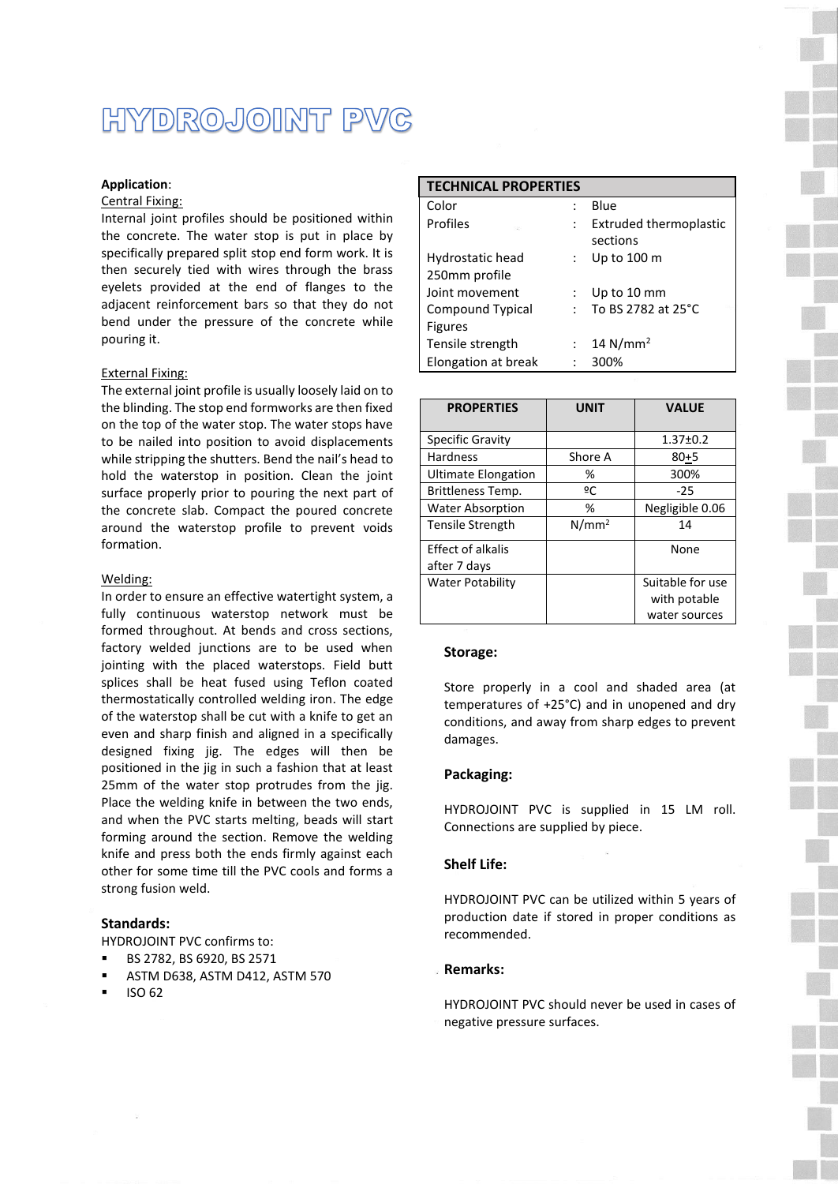# HYDROJOINT PVC

**Application**:

Central Fixing:

Internal joint profiles should be positioned within the concrete. The water stop is put in place by specifically prepared split stop end form work. It is then securely tied with wires through the brass eyelets provided at the end of flanges to the adjacent reinforcement bars so that they do not bend under the pressure of the concrete while pouring it.

External Fixing:

The external joint profile is usually loosely laid on to the blinding. The stop end formworks are then fixed on the top of the water stop. The water stops have to be nailed into position to avoid displacements while stripping the shutters. Bend the nail's head to hold the waterstop in position. Clean the joint surface properly prior to pouring the next part of the concrete slab. Compact the poured concrete around the waterstop profile to prevent voids formation.

Welding:

In order to ensure an effective watertight system, a fully continuous waterstop network must be formed throughout. At bends and cross sections, factory welded junctions are to be used when jointing with the placed waterstops. Field butt splices shall be heat fused using Teflon coated thermostatically controlled welding iron. The edge of the waterstop shall be cut with a knife to get an even and sharp finish and aligned in a specifically designed fixing jig. The edges will then be positioned in the jig in such a fashion that at least 25mm of the water stop protrudes from the jig. Place the welding knife in between the two ends, and when the PVC starts melting, beads will start forming around the section. Remove the welding knife and press both the ends firmly against each other for some time till the PVC cools and forms a strong fusion weld.

### Standards:

HYDROJOINT PVC confirms to:

- BS 2782, BS 6920, BS 2571
- ASTM D638, ASTM D412, ASTM 570
- ISO 62

| TECHNICAL PROPERTIES | | |
|---|---|---|
| Color | : | Blue |
| Profiles | : | Extruded thermoplastic sections |
| Hydrostatic head 250mm profile | : | Up to 100 m |
| Joint movement | : | Up to 10 mm |
| Compound Typical Figures | : | To BS 2782 at 25°C |
| Tensile strength | : | 14 N/mm² |
| Elongation at break | : | 300% |

| PROPERTIES | UNIT | VALUE |
|---|---|---|
| Specific Gravity | | 1.37±0.2 |
| Hardness | Shore A | 80±5 |
| Ultimate Elongation | % | 300% |
| Brittleness Temp. | ºC | -25 |
| Water Absorption | % | Negligible 0.06 |
| Tensile Strength | N/mm² | 14 |
| Effect of alkalis after 7 days | | None |
| Water Potability | | Suitable for use with potable water sources |

### Storage:

Store properly in a cool and shaded area (at temperatures of +25°C) and in unopened and dry conditions, and away from sharp edges to prevent damages.

### Packaging:

HYDROJOINT PVC is supplied in 15 LM roll. Connections are supplied by piece.

### Shelf Life:

HYDROJOINT PVC can be utilized within 5 years of production date if stored in proper conditions as recommended.

### Remarks:

HYDROJOINT PVC should never be used in cases of negative pressure surfaces.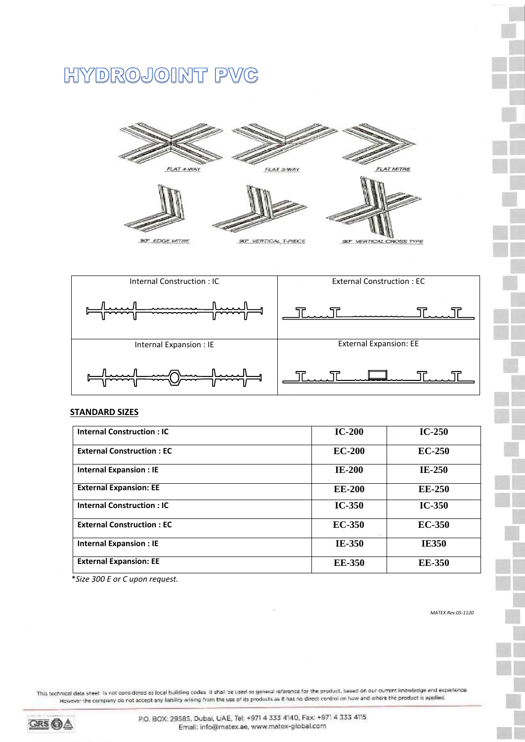# HYDROJOINT PVC

FLAT 4-WAY

FLAT 3-WAY

FLAT MITRE

90° EDGE MITRE

90° VERTICAL T-PIECE

90° VERTICAL CROSS TYPE

| Internal Construction : IC | External Construction : EC |
|---|---|
| Internal Expansion : IE | External Expansion: EE |

## STANDARD SIZES

| | | |
|---|---|---|
| **Internal Construction : IC** | **IC-200** | **IC-250** |
| **External Construction : EC** | **EC-200** | **EC-250** |
| **Internal Expansion : IE** | **IE-200** | **IE-250** |
| **External Expansion: EE** | **EE-200** | **EE-250** |
| **Internal Construction : IC** | **IC-350** | **IC-350** |
| **External Construction : EC** | **EC-350** | **EC-350** |
| **Internal Expansion : IE** | **IE-350** | **IE350** |
| **External Expansion: EE** | **EE-350** | **EE-350** |

**Size 300 E or C upon request.*

*MATEX Rev.05-1120*

This technical data sheet is not considered as local building codes. It shall be used as general reference for the product, based on our current knowledge and experience. However the company do not accept any liability arising from the use of its products as it has no direct control on how and where the product is applied.

P.O. BOX: 29585, Dubai, UAE, Tel: +971 4 333 4140, Fax: +971 4 333 4115
Email: info@matex.ae, www.matex-global.com